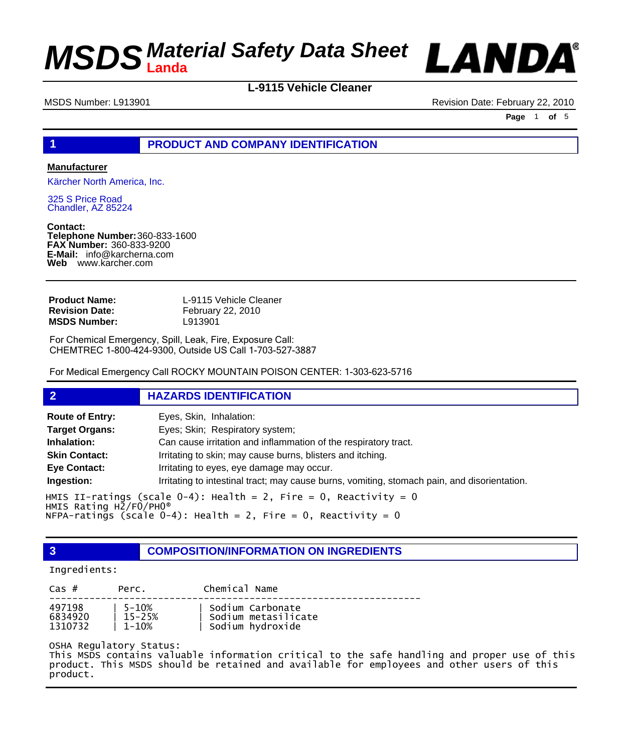# MSDS Material Safety Data Sheet

**Landa**

**LANDA®**

## L-9115 Vehicle Cleaner

MSDS Number: L913901 Revision Date: February 22, 2010

## 1 PRODUCT AND COMPANY IDENTIFICATION

**Manufacturer**

Kärcher North America, Inc.

325 S Price Road
Chandler, AZ 85224

**Contact:**
**Telephone Number:** 360-833-1600
**FAX Number:** 360-833-9200
**E-Mail:** info@karcherna.com
**Web** www.karcher.com

**Product Name:** L-9115 Vehicle Cleaner
**Revision Date:** February 22, 2010
**MSDS Number:** L913901

For Chemical Emergency, Spill, Leak, Fire, Exposure Call:
CHEMTREC 1-800-424-9300, Outside US Call 1-703-527-3887

For Medical Emergency Call ROCKY MOUNTAIN POISON CENTER: 1-303-623-5716

## 2 HAZARDS IDENTIFICATION

**Route of Entry:** Eyes, Skin, Inhalation:
**Target Organs:** Eyes; Skin; Respiratory system;
**Inhalation:** Can cause irritation and inflammation of the respiratory tract.
**Skin Contact:** Irritating to skin; may cause burns, blisters and itching.
**Eye Contact:** Irritating to eyes, eye damage may occur.
**Ingestion:** Irritating to intestinal tract; may cause burns, vomiting, stomach pain, and disorientation.

HMIS II-ratings (scale 0-4): Health = 2, Fire = 0, Reactivity = 0
HMIS Rating H2/F0/PH0®
NFPA-ratings (scale 0-4): Health = 2, Fire = 0, Reactivity = 0

## 3 COMPOSITION/INFORMATION ON INGREDIENTS

Ingredients:

| Cas # | Perc. | Chemical Name |
|---|---|---|
| 497198 | 5-10% | Sodium Carbonate |
| 6834920 | 15-25% | Sodium metasilicate |
| 1310732 | 1-10% | Sodium hydroxide |

OSHA Regulatory Status:
This MSDS contains valuable information critical to the safe handling and proper use of this product. This MSDS should be retained and available for employees and other users of this product.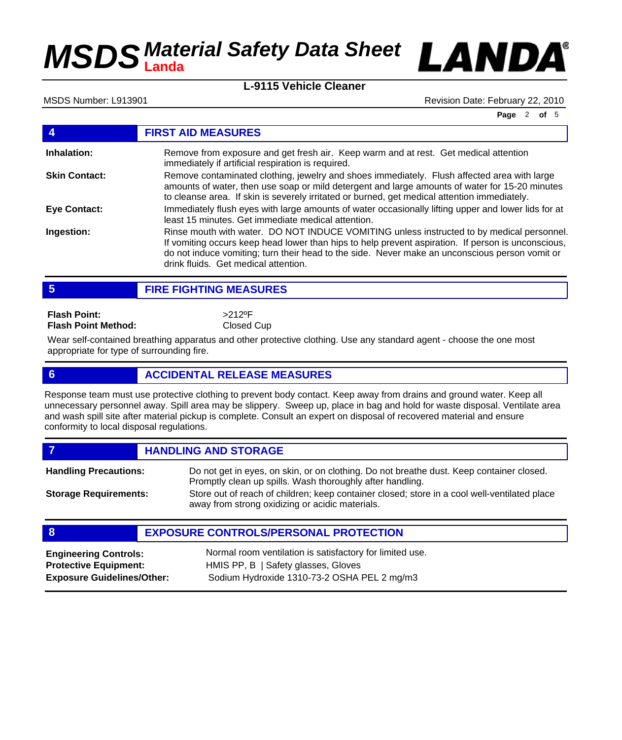## 4 FIRST AID MEASURES

**Inhalation:** Remove from exposure and get fresh air. Keep warm and at rest. Get medical attention immediately if artificial respiration is required.

**Skin Contact:** Remove contaminated clothing, jewelry and shoes immediately. Flush affected area with large amounts of water, then use soap or mild detergent and large amounts of water for 15-20 minutes to cleanse area. If skin is severely irritated or burned, get medical attention immediately.

**Eye Contact:** Immediately flush eyes with large amounts of water occasionally lifting upper and lower lids for at least 15 minutes. Get immediate medical attention.

**Ingestion:** Rinse mouth with water. DO NOT INDUCE VOMITING unless instructed to by medical personnel. If vomiting occurs keep head lower than hips to help prevent aspiration. If person is unconscious, do not induce vomiting; turn their head to the side. Never make an unconscious person vomit or drink fluids. Get medical attention.

## 5 FIRE FIGHTING MEASURES

**Flash Point:** >212ºF
**Flash Point Method:** Closed Cup

Wear self-contained breathing apparatus and other protective clothing. Use any standard agent - choose the one most appropriate for type of surrounding fire.

## 6 ACCIDENTAL RELEASE MEASURES

Response team must use protective clothing to prevent body contact. Keep away from drains and ground water. Keep all unnecessary personnel away. Spill area may be slippery. Sweep up, place in bag and hold for waste disposal. Ventilate area and wash spill site after material pickup is complete. Consult an expert on disposal of recovered material and ensure conformity to local disposal regulations.

## 7 HANDLING AND STORAGE

**Handling Precautions:** Do not get in eyes, on skin, or on clothing. Do not breathe dust. Keep container closed. Promptly clean up spills. Wash thoroughly after handling.

**Storage Requirements:** Store out of reach of children; keep container closed; store in a cool well-ventilated place away from strong oxidizing or acidic materials.

## 8 EXPOSURE CONTROLS/PERSONAL PROTECTION

**Engineering Controls:** Normal room ventilation is satisfactory for limited use.
**Protective Equipment:** HMIS PP, B | Safety glasses, Gloves
**Exposure Guidelines/Other:** Sodium Hydroxide 1310-73-2 OSHA PEL 2 mg/m3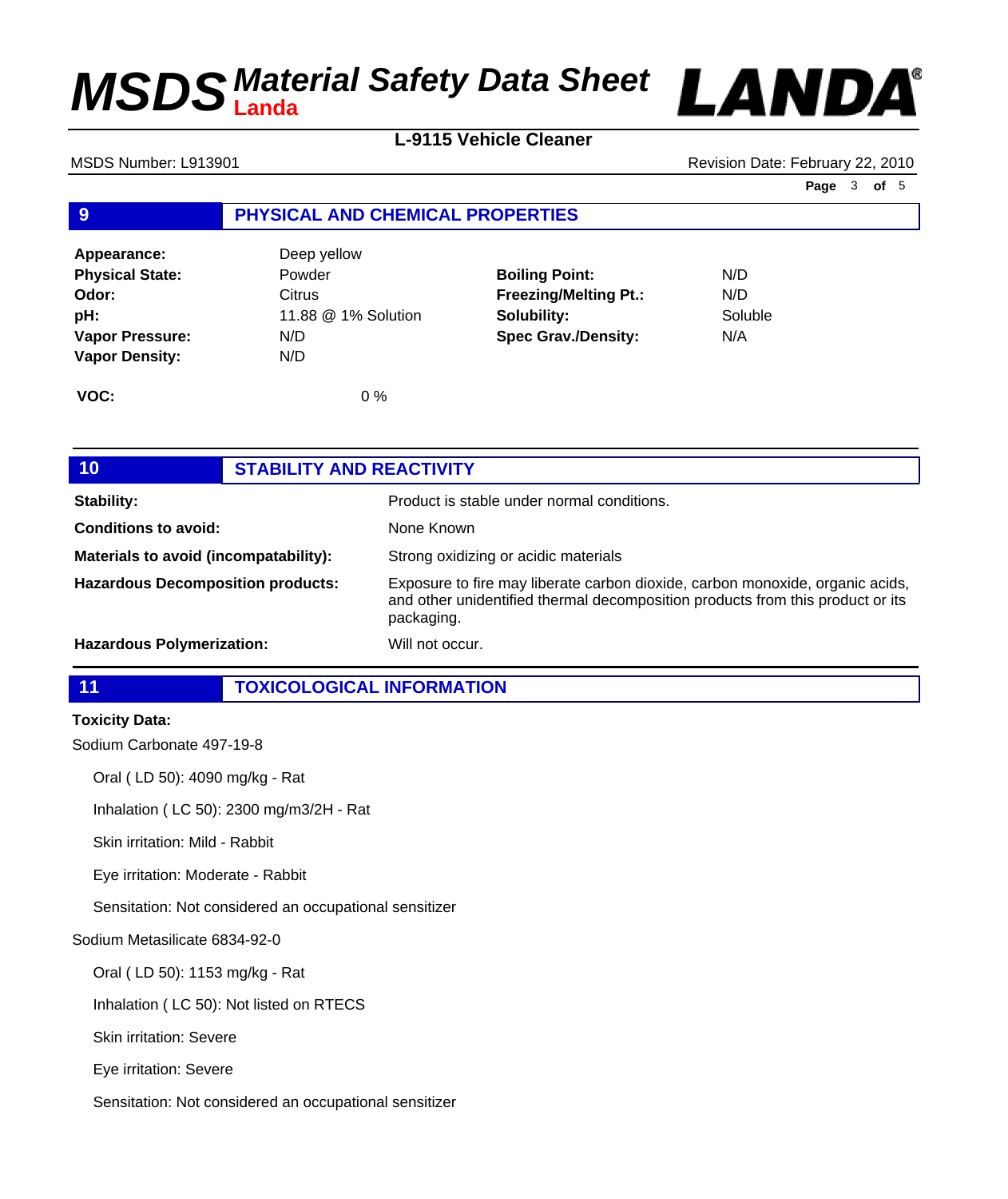## 9 PHYSICAL AND CHEMICAL PROPERTIES

| | | | |
|---|---|---|---|
| **Appearance:** | Deep yellow | | |
| **Physical State:** | Powder | **Boiling Point:** | N/D |
| **Odor:** | Citrus | **Freezing/Melting Pt.:** | N/D |
| **pH:** | 11.88 @ 1% Solution | **Solubility:** | Soluble |
| **Vapor Pressure:** | N/D | **Spec Grav./Density:** | N/A |
| **Vapor Density:** | N/D | | |

**VOC:** 0 %

## 10 STABILITY AND REACTIVITY

| | |
|---|---|
| **Stability:** | Product is stable under normal conditions. |
| **Conditions to avoid:** | None Known |
| **Materials to avoid (incompatability):** | Strong oxidizing or acidic materials |
| **Hazardous Decomposition products:** | Exposure to fire may liberate carbon dioxide, carbon monoxide, organic acids, and other unidentified thermal decomposition products from this product or its packaging. |
| **Hazardous Polymerization:** | Will not occur. |

## 11 TOXICOLOGICAL INFORMATION

**Toxicity Data:**

Sodium Carbonate 497-19-8

- Oral ( LD 50): 4090 mg/kg - Rat
- Inhalation ( LC 50): 2300 mg/m3/2H - Rat
- Skin irritation: Mild - Rabbit
- Eye irritation: Moderate - Rabbit
- Sensitation: Not considered an occupational sensitizer

Sodium Metasilicate 6834-92-0

- Oral ( LD 50): 1153 mg/kg - Rat
- Inhalation ( LC 50): Not listed on RTECS
- Skin irritation: Severe
- Eye irritation: Severe
- Sensitation: Not considered an occupational sensitizer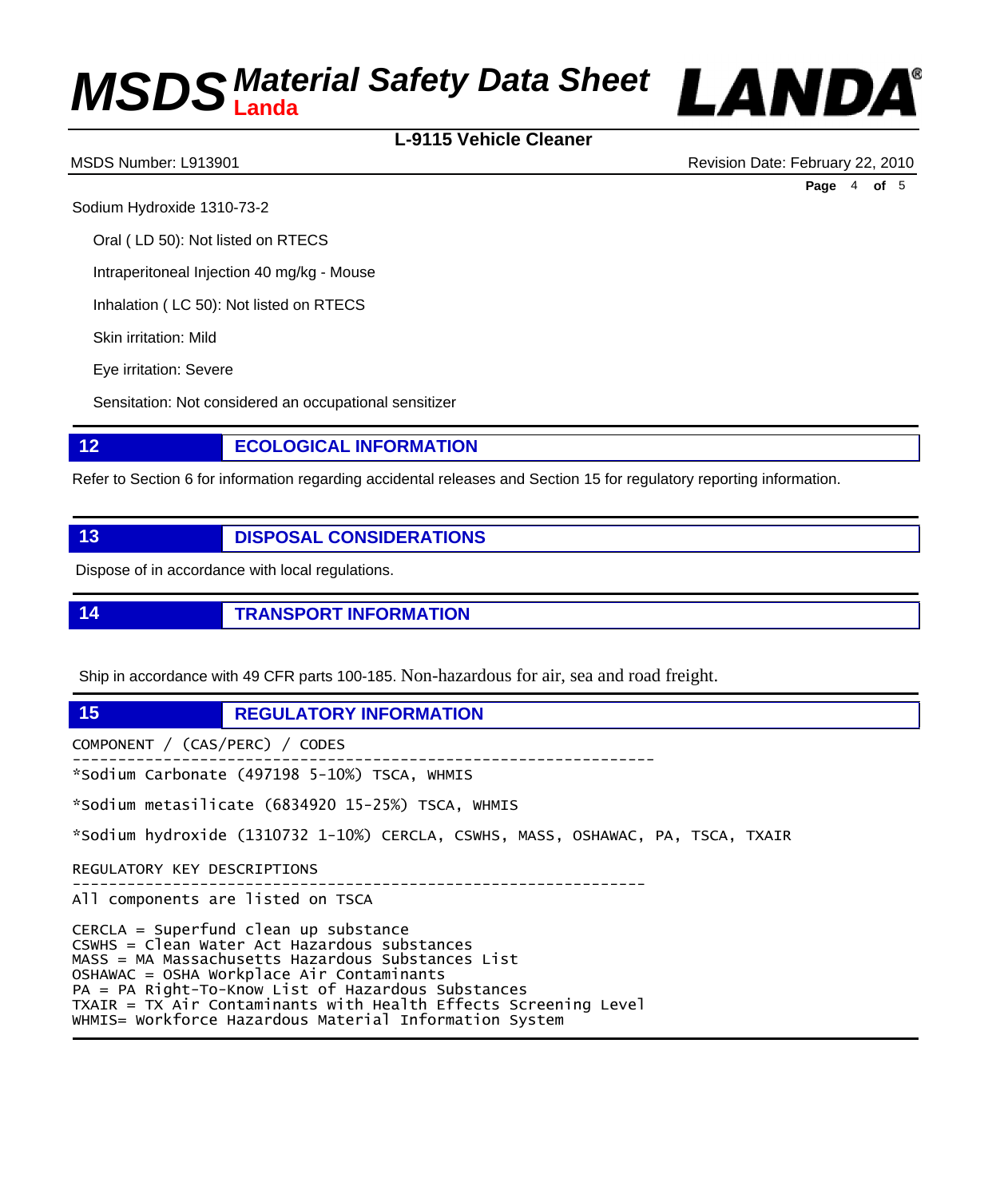Sodium Hydroxide 1310-73-2

Oral ( LD 50): Not listed on RTECS

Intraperitoneal Injection 40 mg/kg - Mouse

Inhalation ( LC 50): Not listed on RTECS

Skin irritation: Mild

Eye irritation: Severe

Sensitation: Not considered an occupational sensitizer

## 12 ECOLOGICAL INFORMATION

Refer to Section 6 for information regarding accidental releases and Section 15 for regulatory reporting information.

## 13 DISPOSAL CONSIDERATIONS

Dispose of in accordance with local regulations.

## 14 TRANSPORT INFORMATION

Ship in accordance with 49 CFR parts 100-185. Non-hazardous for air, sea and road freight.

## 15 REGULATORY INFORMATION

```
COMPONENT / (CAS/PERC) / CODES
----------------------------------------------------------------
*Sodium Carbonate (497198 5-10%) TSCA, WHMIS

*Sodium metasilicate (6834920 15-25%) TSCA, WHMIS

*Sodium hydroxide (1310732 1-10%) CERCLA, CSWHS, MASS, OSHAWAC, PA, TSCA, TXAIR

REGULATORY KEY DESCRIPTIONS
----------------------------------------------------------------
All components are listed on TSCA

CERCLA = Superfund clean up substance
CSWHS = Clean Water Act Hazardous substances
MASS = MA Massachusetts Hazardous Substances List
OSHAWAC = OSHA Workplace Air Contaminants
PA = PA Right-To-Know List of Hazardous Substances
TXAIR = TX Air Contaminants with Health Effects Screening Level
WHMIS= Workforce Hazardous Material Information System
```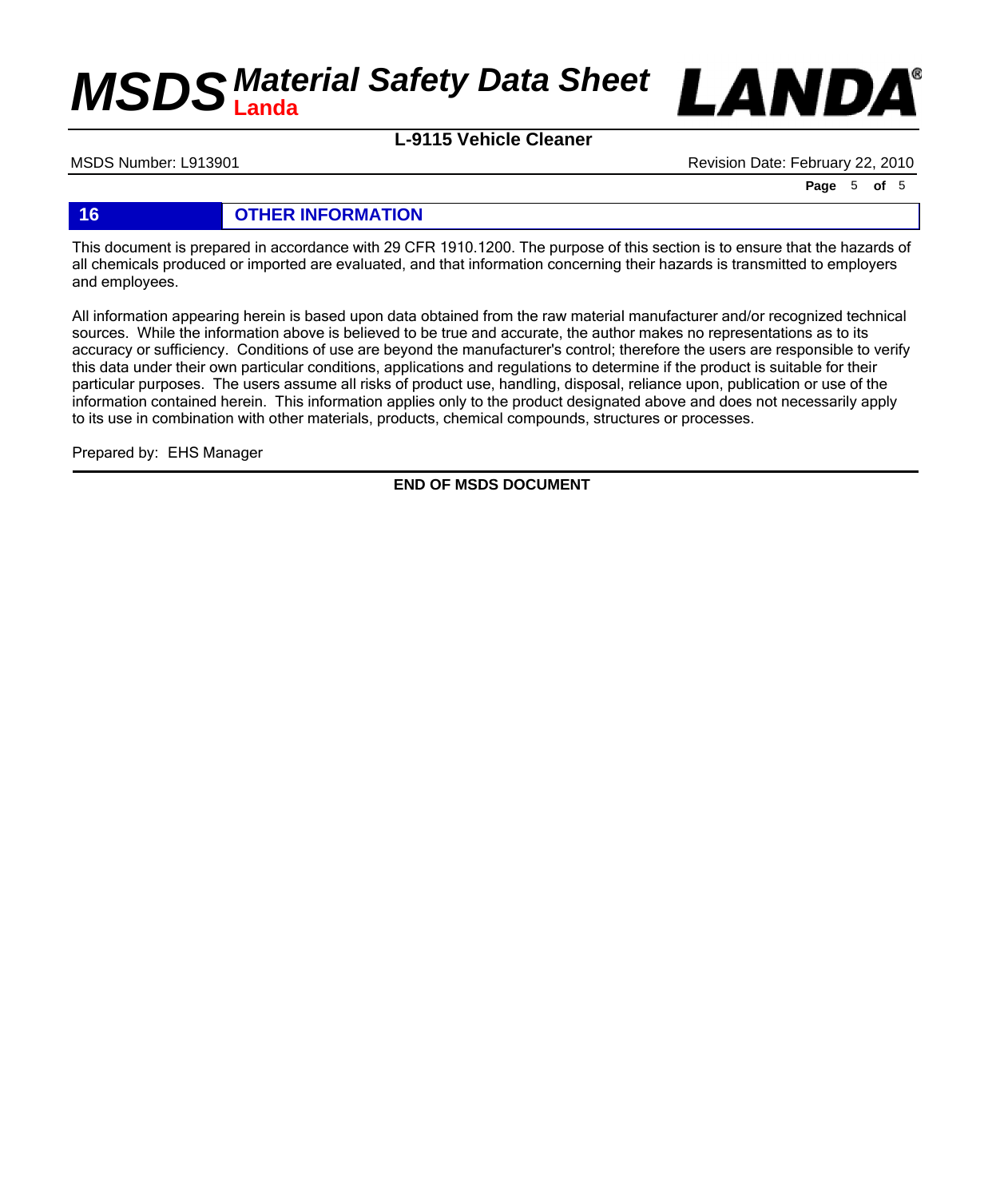## 16 OTHER INFORMATION

This document is prepared in accordance with 29 CFR 1910.1200. The purpose of this section is to ensure that the hazards of all chemicals produced or imported are evaluated, and that information concerning their hazards is transmitted to employers and employees.

All information appearing herein is based upon data obtained from the raw material manufacturer and/or recognized technical sources. While the information above is believed to be true and accurate, the author makes no representations as to its accuracy or sufficiency. Conditions of use are beyond the manufacturer's control; therefore the users are responsible to verify this data under their own particular conditions, applications and regulations to determine if the product is suitable for their particular purposes. The users assume all risks of product use, handling, disposal, reliance upon, publication or use of the information contained herein. This information applies only to the product designated above and does not necessarily apply to its use in combination with other materials, products, chemical compounds, structures or processes.

Prepared by: EHS Manager

---

**END OF MSDS DOCUMENT**